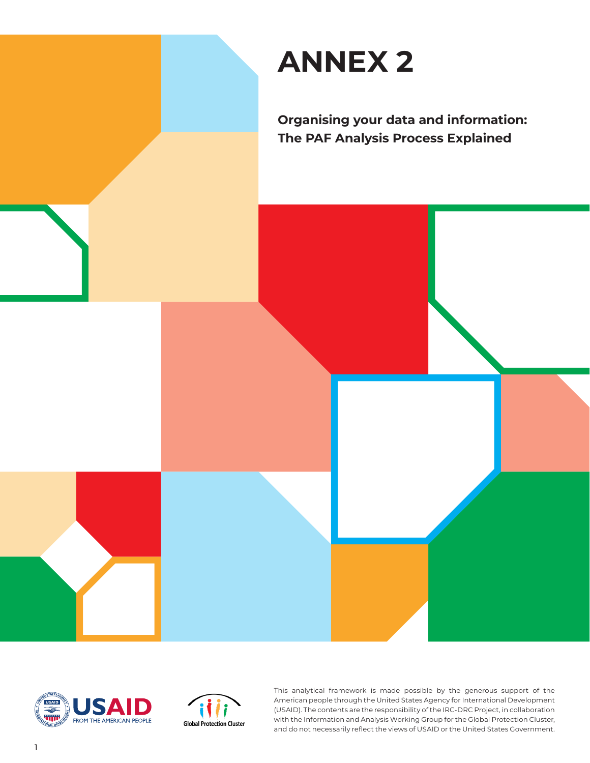# ANNEX 2

**Organising your data and information: The PAF Analysis Process Explained**

This analytical framework is made possible by the generous support of the American people through the United States Agency for International Development (USAID). The contents are the responsibility of the IRC-DRC Project, in collaboration with the Information and Analysis Working Group for the Global Protection Cluster, and do not necessarily reflect the views of USAID or the United States Government.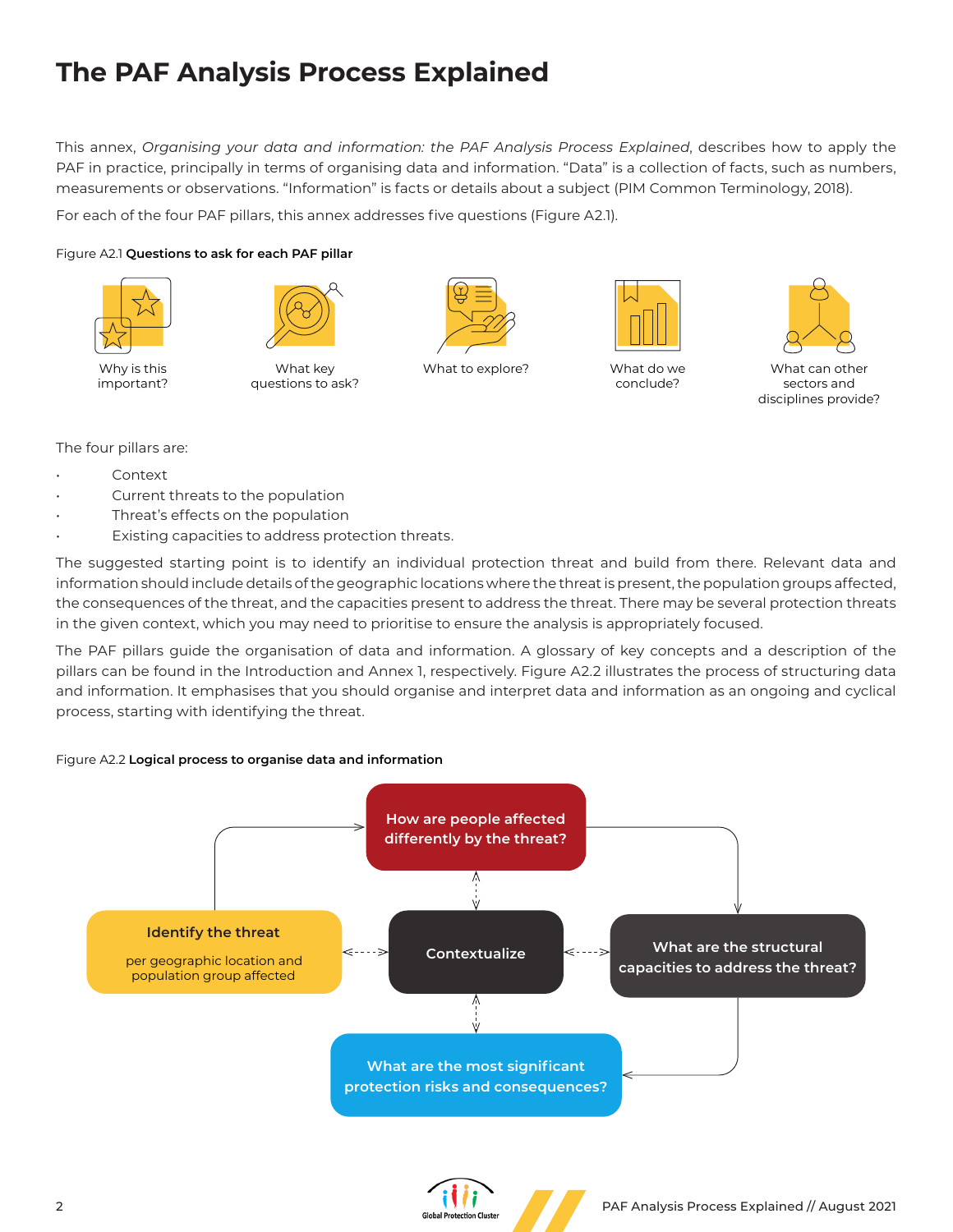# The PAF Analysis Process Explained

This annex, *Organising your data and information: the PAF Analysis Process Explained*, describes how to apply the PAF in practice, principally in terms of organising data and information. "Data" is a collection of facts, such as numbers, measurements or observations. "Information" is facts or details about a subject (PIM Common Terminology, 2018).

For each of the four PAF pillars, this annex addresses five questions (Figure A2.1).

Figure A2.1 **Questions to ask for each PAF pillar**

Why is this important? | What key questions to ask? | What to explore? | What do we conclude? | What can other sectors and disciplines provide?

The four pillars are:

- Context
- Current threats to the population
- Threat's effects on the population
- Existing capacities to address protection threats.

The suggested starting point is to identify an individual protection threat and build from there. Relevant data and information should include details of the geographic locations where the threat is present, the population groups affected, the consequences of the threat, and the capacities present to address the threat. There may be several protection threats in the given context, which you may need to prioritise to ensure the analysis is appropriately focused.

The PAF pillars guide the organisation of data and information. A glossary of key concepts and a description of the pillars can be found in the Introduction and Annex 1, respectively. Figure A2.2 illustrates the process of structuring data and information. It emphasises that you should organise and interpret data and information as an ongoing and cyclical process, starting with identifying the threat.

Figure A2.2 **Logical process to organise data and information**

- **Identify the threat** per geographic location and population group affected
- How are people affected differently by the threat?
- What are the structural capacities to address the threat?
- What are the most significant protection risks and consequences?
- Contextualize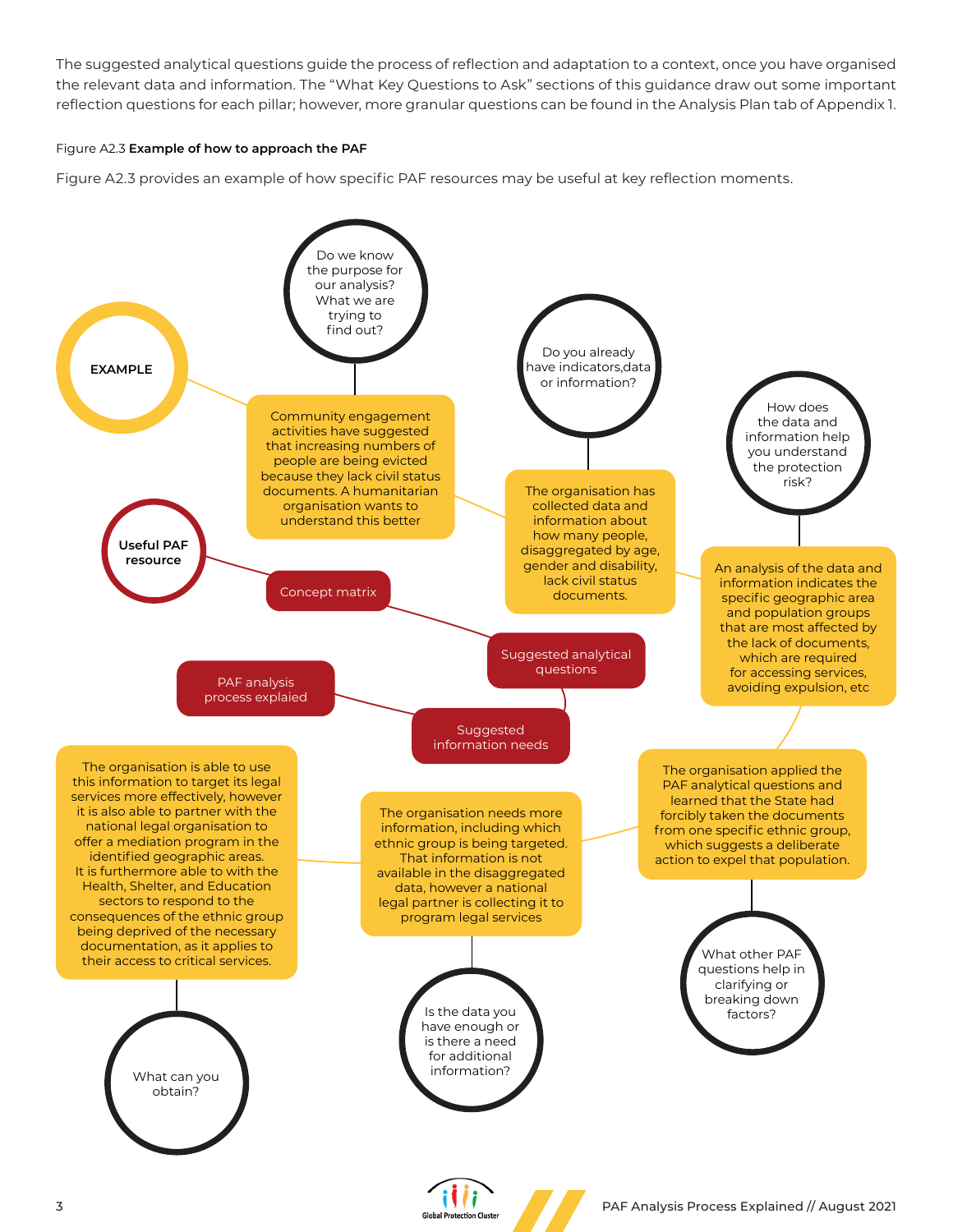The suggested analytical questions guide the process of reflection and adaptation to a context, once you have organised the relevant data and information. The "What Key Questions to Ask" sections of this guidance draw out some important reflection questions for each pillar; however, more granular questions can be found in the Analysis Plan tab of Appendix 1.

Figure A2.3 **Example of how to approach the PAF**

Figure A2.3 provides an example of how specific PAF resources may be useful at key reflection moments.

EXAMPLE

Do we know the purpose for our analysis? What we are trying to find out?

Community engagement activities have suggested that increasing numbers of people are being evicted because they lack civil status documents. A humanitarian organisation wants to understand this better

Do you already have indicators,data or information?

The organisation has collected data and information about how many people, disaggregated by age, gender and disability, lack civil status documents.

How does the data and information help you understand the protection risk?

An analysis of the data and information indicates the specific geographic area and population groups that are most affected by the lack of documents, which are required for accessing services, avoiding expulsion, etc

The organisation applied the PAF analytical questions and learned that the State had forcibly taken the documents from one specific ethnic group, which suggests a deliberate action to expel that population.

What other PAF questions help in clarifying or breaking down factors?

The organisation needs more information, including which ethnic group is being targeted. That information is not available in the disaggregated data, however a national legal partner is collecting it to program legal services

Is the data you have enough or is there a need for additional information?

The organisation is able to use this information to target its legal services more effectively, however it is also able to partner with the national legal organisation to offer a mediation program in the identified geographic areas. It is furthermore able to with the Health, Shelter, and Education sectors to respond to the consequences of the ethnic group being deprived of the necessary documentation, as it applies to their access to critical services.

What can you obtain?

Useful PAF resource

- Concept matrix
- Suggested analytical questions
- Suggested information needs
- PAF analysis process explaied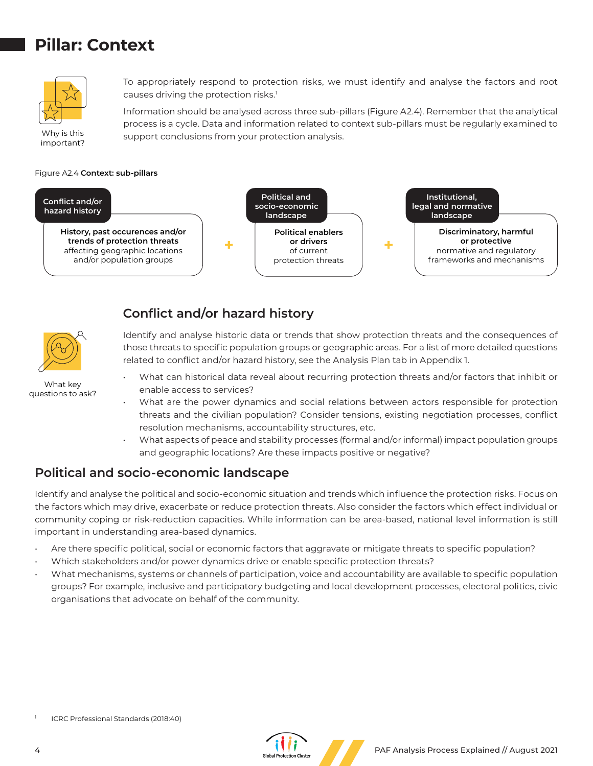# Pillar: Context

Why is this important?

To appropriately respond to protection risks, we must identify and analyse the factors and root causes driving the protection risks.[1]

Information should be analysed across three sub-pillars (Figure A2.4). Remember that the analytical process is a cycle. Data and information related to context sub-pillars must be regularly examined to support conclusions from your protection analysis.

Figure A2.4 **Context: sub-pillars**

| Conflict and/or hazard history | | Political and socio-economic landscape | | Institutional, legal and normative landscape |
|---|---|---|---|---|
| **History, past occurences and/or trends of protection threats** affecting geographic locations and/or population groups | + | **Political enablers or drivers** of current protection threats | + | **Discriminatory, harmful or protective** normative and regulatory frameworks and mechanisms |

## Conflict and/or hazard history

What key questions to ask?

Identify and analyse historic data or trends that show protection threats and the consequences of those threats to specific population groups or geographic areas. For a list of more detailed questions related to conflict and/or hazard history, see the Analysis Plan tab in Appendix 1.

- What can historical data reveal about recurring protection threats and/or factors that inhibit or enable access to services?
- What are the power dynamics and social relations between actors responsible for protection threats and the civilian population? Consider tensions, existing negotiation processes, conflict resolution mechanisms, accountability structures, etc.
- What aspects of peace and stability processes (formal and/or informal) impact population groups and geographic locations? Are these impacts positive or negative?

## Political and socio-economic landscape

Identify and analyse the political and socio-economic situation and trends which influence the protection risks. Focus on the factors which may drive, exacerbate or reduce protection threats. Also consider the factors which effect individual or community coping or risk-reduction capacities. While information can be area-based, national level information is still important in understanding area-based dynamics.

- Are there specific political, social or economic factors that aggravate or mitigate threats to specific population?
- Which stakeholders and/or power dynamics drive or enable specific protection threats?
- What mechanisms, systems or channels of participation, voice and accountability are available to specific population groups? For example, inclusive and participatory budgeting and local development processes, electoral politics, civic organisations that advocate on behalf of the community.

[1] ICRC Professional Standards (2018:40)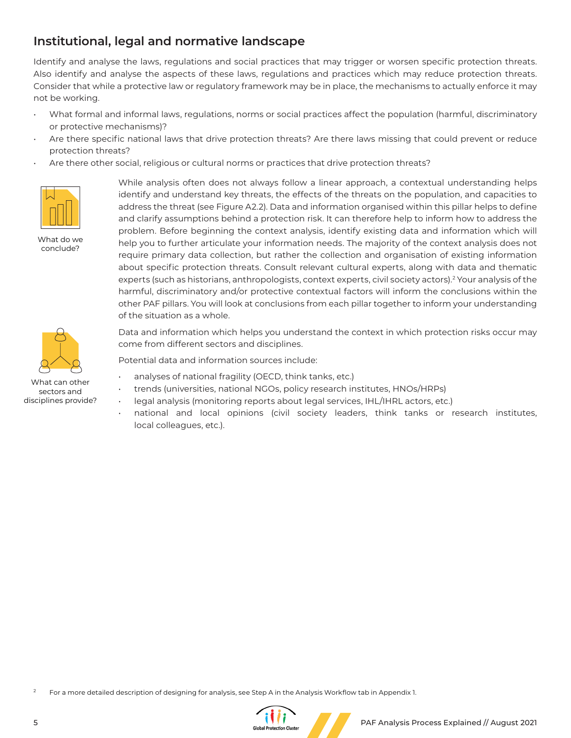## Institutional, legal and normative landscape

Identify and analyse the laws, regulations and social practices that may trigger or worsen specific protection threats. Also identify and analyse the aspects of these laws, regulations and practices which may reduce protection threats. Consider that while a protective law or regulatory framework may be in place, the mechanisms to actually enforce it may not be working.

- What formal and informal laws, regulations, norms or social practices affect the population (harmful, discriminatory or protective mechanisms)?
- Are there specific national laws that drive protection threats? Are there laws missing that could prevent or reduce protection threats?
- Are there other social, religious or cultural norms or practices that drive protection threats?

What do we conclude?

While analysis often does not always follow a linear approach, a contextual understanding helps identify and understand key threats, the effects of the threats on the population, and capacities to address the threat (see Figure A2.2). Data and information organised within this pillar helps to define and clarify assumptions behind a protection risk. It can therefore help to inform how to address the problem. Before beginning the context analysis, identify existing data and information which will help you to further articulate your information needs. The majority of the context analysis does not require primary data collection, but rather the collection and organisation of existing information about specific protection threats. Consult relevant cultural experts, along with data and thematic experts (such as historians, anthropologists, context experts, civil society actors).[2] Your analysis of the harmful, discriminatory and/or protective contextual factors will inform the conclusions within the other PAF pillars. You will look at conclusions from each pillar together to inform your understanding of the situation as a whole.

What can other sectors and disciplines provide?

Data and information which helps you understand the context in which protection risks occur may come from different sectors and disciplines.

Potential data and information sources include:

- analyses of national fragility (OECD, think tanks, etc.)
- trends (universities, national NGOs, policy research institutes, HNOs/HRPs)
- legal analysis (monitoring reports about legal services, IHL/IHRL actors, etc.)
- national and local opinions (civil society leaders, think tanks or research institutes, local colleagues, etc.).

[2] For a more detailed description of designing for analysis, see Step A in the Analysis Workflow tab in Appendix 1.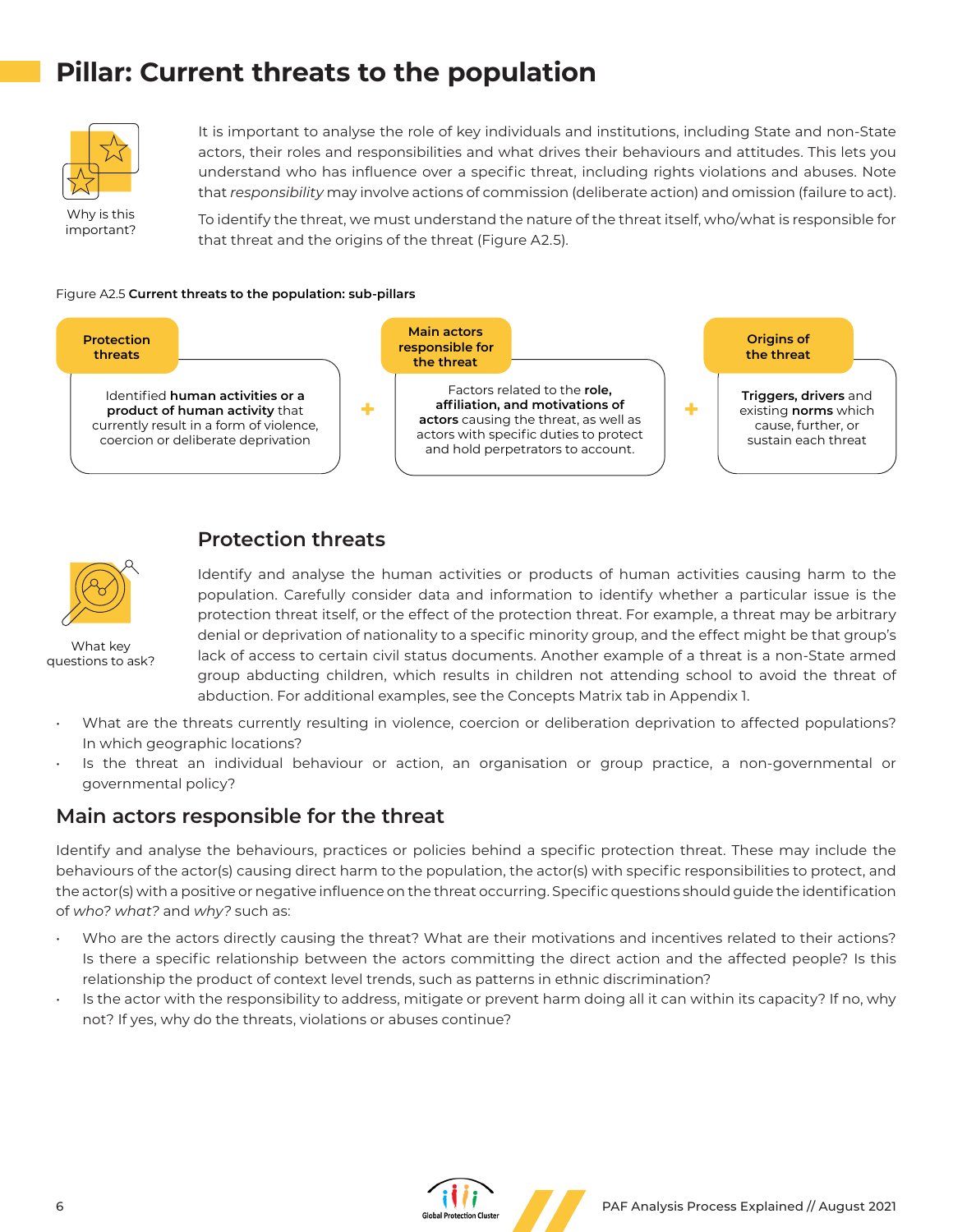# Pillar: Current threats to the population

Why is this important?

It is important to analyse the role of key individuals and institutions, including State and non-State actors, their roles and responsibilities and what drives their behaviours and attitudes. This lets you understand who has influence over a specific threat, including rights violations and abuses. Note that *responsibility* may involve actions of commission (deliberate action) and omission (failure to act).

To identify the threat, we must understand the nature of the threat itself, who/what is responsible for that threat and the origins of the threat (Figure A2.5).

Figure A2.5 **Current threats to the population: sub-pillars**

**Protection threats**
Identified **human activities or a product of human activity** that currently result in a form of violence, coercion or deliberate deprivation

+

**Main actors responsible for the threat**
Factors related to the **role, affiliation, and motivations of actors** causing the threat, as well as actors with specific duties to protect and hold perpetrators to account.

+

**Origins of the threat**
**Triggers, drivers** and existing **norms** which cause, further, or sustain each threat

## Protection threats

What key questions to ask?

Identify and analyse the human activities or products of human activities causing harm to the population. Carefully consider data and information to identify whether a particular issue is the protection threat itself, or the effect of the protection threat. For example, a threat may be arbitrary denial or deprivation of nationality to a specific minority group, and the effect might be that group's lack of access to certain civil status documents. Another example of a threat is a non-State armed group abducting children, which results in children not attending school to avoid the threat of abduction. For additional examples, see the Concepts Matrix tab in Appendix 1.

- What are the threats currently resulting in violence, coercion or deliberation deprivation to affected populations? In which geographic locations?
- Is the threat an individual behaviour or action, an organisation or group practice, a non-governmental or governmental policy?

## Main actors responsible for the threat

Identify and analyse the behaviours, practices or policies behind a specific protection threat. These may include the behaviours of the actor(s) causing direct harm to the population, the actor(s) with specific responsibilities to protect, and the actor(s) with a positive or negative influence on the threat occurring. Specific questions should guide the identification of *who? what?* and *why?* such as:

- Who are the actors directly causing the threat? What are their motivations and incentives related to their actions? Is there a specific relationship between the actors committing the direct action and the affected people? Is this relationship the product of context level trends, such as patterns in ethnic discrimination?
- Is the actor with the responsibility to address, mitigate or prevent harm doing all it can within its capacity? If no, why not? If yes, why do the threats, violations or abuses continue?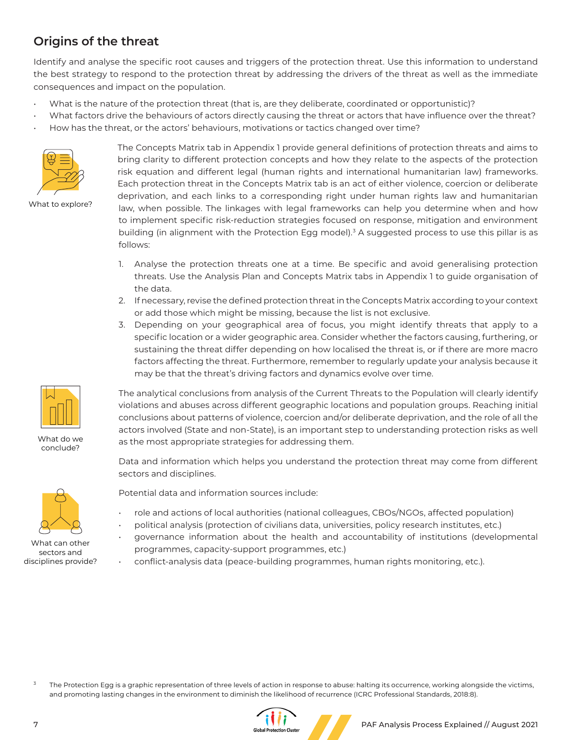## Origins of the threat

Identify and analyse the specific root causes and triggers of the protection threat. Use this information to understand the best strategy to respond to the protection threat by addressing the drivers of the threat as well as the immediate consequences and impact on the population.

- What is the nature of the protection threat (that is, are they deliberate, coordinated or opportunistic)?
- What factors drive the behaviours of actors directly causing the threat or actors that have influence over the threat?
- How has the threat, or the actors' behaviours, motivations or tactics changed over time?

What to explore?

The Concepts Matrix tab in Appendix 1 provide general definitions of protection threats and aims to bring clarity to different protection concepts and how they relate to the aspects of the protection risk equation and different legal (human rights and international humanitarian law) frameworks. Each protection threat in the Concepts Matrix tab is an act of either violence, coercion or deliberate deprivation, and each links to a corresponding right under human rights law and humanitarian law, when possible. The linkages with legal frameworks can help you determine when and how to implement specific risk-reduction strategies focused on response, mitigation and environment building (in alignment with the Protection Egg model).[3] A suggested process to use this pillar is as follows:

1. Analyse the protection threats one at a time. Be specific and avoid generalising protection threats. Use the Analysis Plan and Concepts Matrix tabs in Appendix 1 to guide organisation of the data.
2. If necessary, revise the defined protection threat in the Concepts Matrix according to your context or add those which might be missing, because the list is not exclusive.
3. Depending on your geographical area of focus, you might identify threats that apply to a specific location or a wider geographic area. Consider whether the factors causing, furthering, or sustaining the threat differ depending on how localised the threat is, or if there are more macro factors affecting the threat. Furthermore, remember to regularly update your analysis because it may be that the threat's driving factors and dynamics evolve over time.

What do we conclude?

The analytical conclusions from analysis of the Current Threats to the Population will clearly identify violations and abuses across different geographic locations and population groups. Reaching initial conclusions about patterns of violence, coercion and/or deliberate deprivation, and the role of all the actors involved (State and non-State), is an important step to understanding protection risks as well as the most appropriate strategies for addressing them.

What can other sectors and disciplines provide?

Data and information which helps you understand the protection threat may come from different sectors and disciplines.

Potential data and information sources include:

- role and actions of local authorities (national colleagues, CBOs/NGOs, affected population)
- political analysis (protection of civilians data, universities, policy research institutes, etc.)
- governance information about the health and accountability of institutions (developmental programmes, capacity-support programmes, etc.)
- conflict-analysis data (peace-building programmes, human rights monitoring, etc.).

[3] The Protection Egg is a graphic representation of three levels of action in response to abuse: halting its occurrence, working alongside the victims, and promoting lasting changes in the environment to diminish the likelihood of recurrence (ICRC Professional Standards, 2018:8).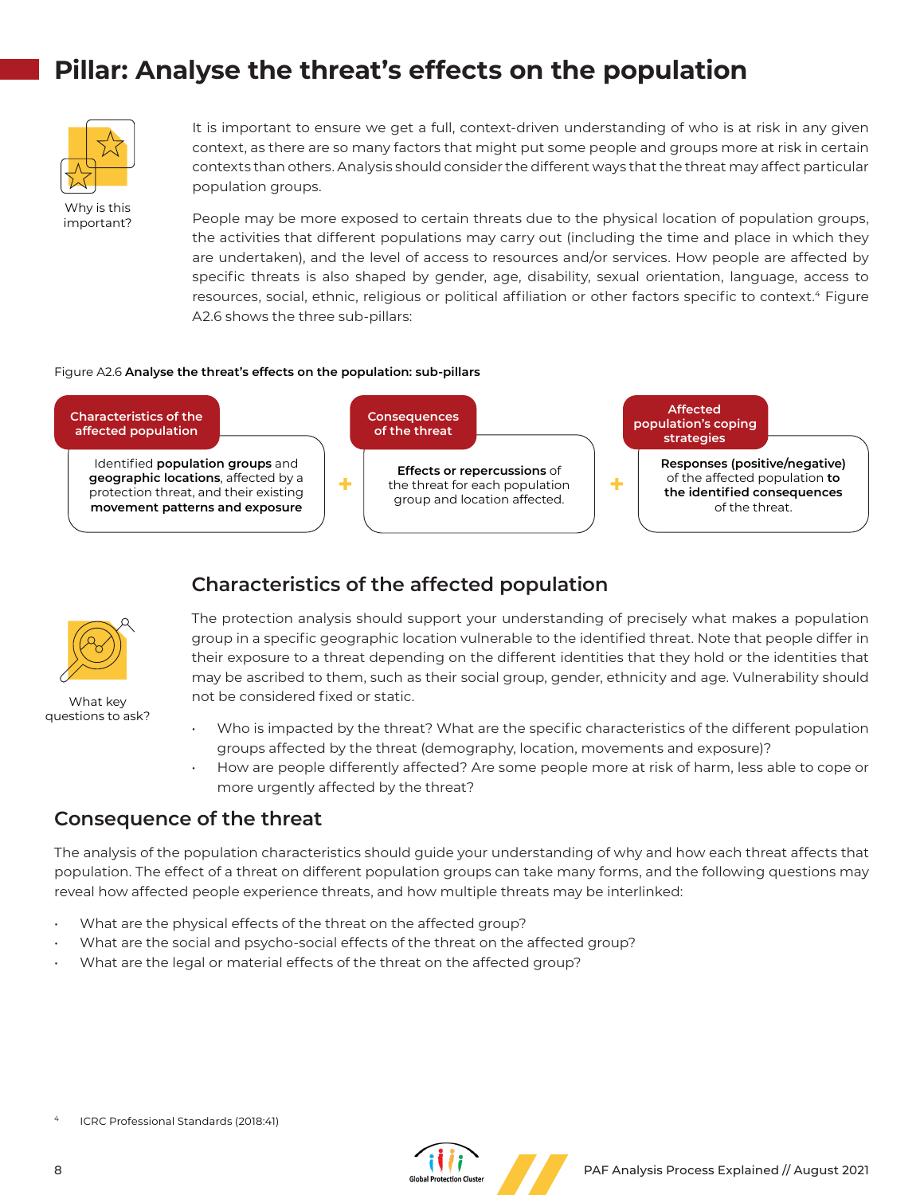# Pillar: Analyse the threat's effects on the population

Why is this important?

It is important to ensure we get a full, context-driven understanding of who is at risk in any given context, as there are so many factors that might put some people and groups more at risk in certain contexts than others. Analysis should consider the different ways that the threat may affect particular population groups.

People may be more exposed to certain threats due to the physical location of population groups, the activities that different populations may carry out (including the time and place in which they are undertaken), and the level of access to resources and/or services. How people are affected by specific threats is also shaped by gender, age, disability, sexual orientation, language, access to resources, social, ethnic, religious or political affiliation or other factors specific to context.[4] Figure A2.6 shows the three sub-pillars:

Figure A2.6 **Analyse the threat's effects on the population: sub-pillars**

| Characteristics of the affected population | | Consequences of the threat | | Affected population's coping strategies |
|---|---|---|---|---|
| Identified **population groups** and **geographic locations**, affected by a protection threat, and their existing **movement patterns and exposure** | + | **Effects or repercussions** of the threat for each population group and location affected. | + | **Responses (positive/negative)** of the affected population **to the identified consequences** of the threat. |

## Characteristics of the affected population

What key questions to ask?

The protection analysis should support your understanding of precisely what makes a population group in a specific geographic location vulnerable to the identified threat. Note that people differ in their exposure to a threat depending on the different identities that they hold or the identities that may be ascribed to them, such as their social group, gender, ethnicity and age. Vulnerability should not be considered fixed or static.

- Who is impacted by the threat? What are the specific characteristics of the different population groups affected by the threat (demography, location, movements and exposure)?
- How are people differently affected? Are some people more at risk of harm, less able to cope or more urgently affected by the threat?

## Consequence of the threat

The analysis of the population characteristics should guide your understanding of why and how each threat affects that population. The effect of a threat on different population groups can take many forms, and the following questions may reveal how affected people experience threats, and how multiple threats may be interlinked:

- What are the physical effects of the threat on the affected group?
- What are the social and psycho-social effects of the threat on the affected group?
- What are the legal or material effects of the threat on the affected group?

[4] ICRC Professional Standards (2018:41)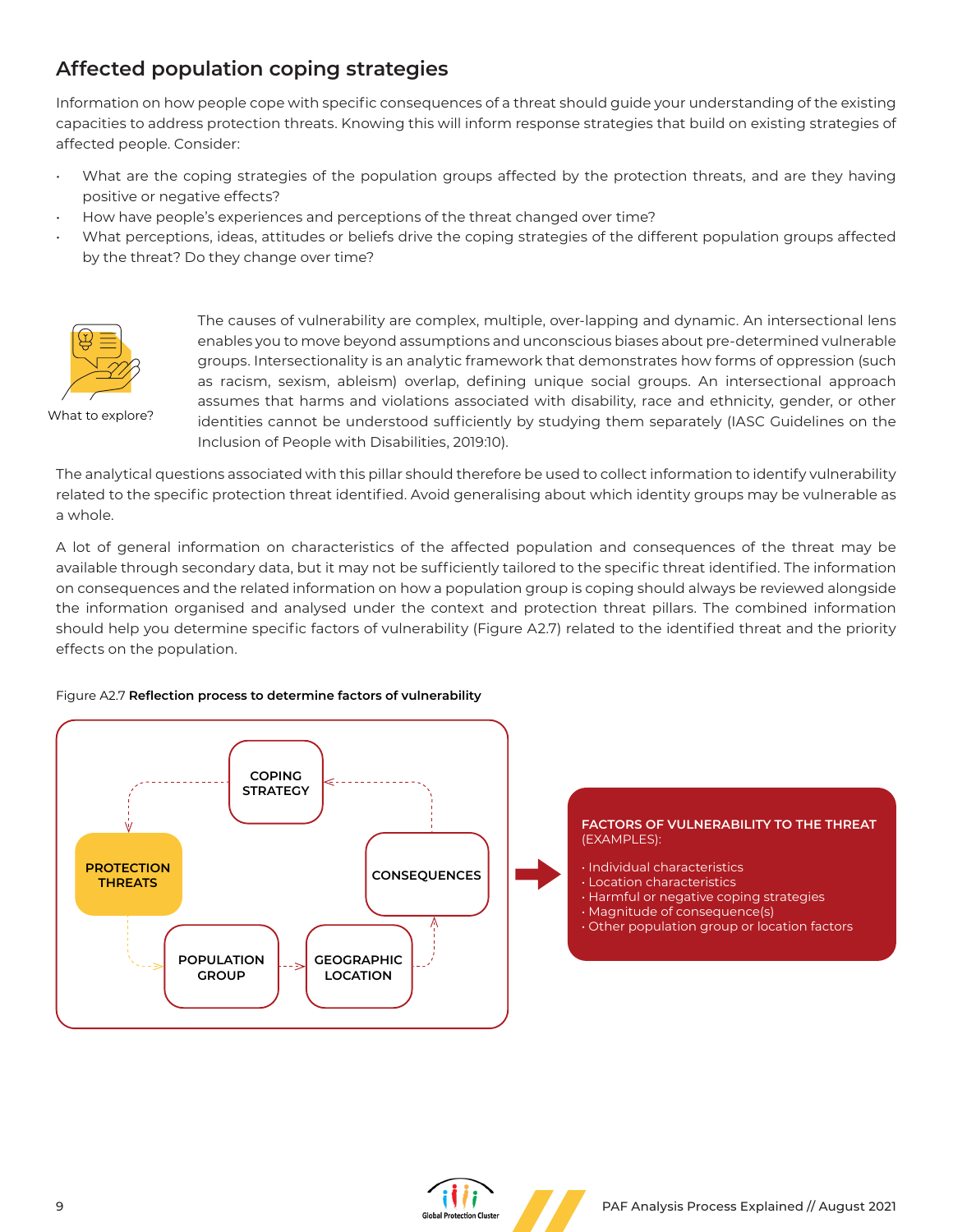## Affected population coping strategies

Information on how people cope with specific consequences of a threat should guide your understanding of the existing capacities to address protection threats. Knowing this will inform response strategies that build on existing strategies of affected people. Consider:

- What are the coping strategies of the population groups affected by the protection threats, and are they having positive or negative effects?
- How have people's experiences and perceptions of the threat changed over time?
- What perceptions, ideas, attitudes or beliefs drive the coping strategies of the different population groups affected by the threat? Do they change over time?

What to explore?

The causes of vulnerability are complex, multiple, over-lapping and dynamic. An intersectional lens enables you to move beyond assumptions and unconscious biases about pre-determined vulnerable groups. Intersectionality is an analytic framework that demonstrates how forms of oppression (such as racism, sexism, ableism) overlap, defining unique social groups. An intersectional approach assumes that harms and violations associated with disability, race and ethnicity, gender, or other identities cannot be understood sufficiently by studying them separately (IASC Guidelines on the Inclusion of People with Disabilities, 2019:10).

The analytical questions associated with this pillar should therefore be used to collect information to identify vulnerability related to the specific protection threat identified. Avoid generalising about which identity groups may be vulnerable as a whole.

A lot of general information on characteristics of the affected population and consequences of the threat may be available through secondary data, but it may not be sufficiently tailored to the specific threat identified. The information on consequences and the related information on how a population group is coping should always be reviewed alongside the information organised and analysed under the context and protection threat pillars. The combined information should help you determine specific factors of vulnerability (Figure A2.7) related to the identified threat and the priority effects on the population.

Figure A2.7 **Reflection process to determine factors of vulnerability**

PROTECTION THREATS → POPULATION GROUP → GEOGRAPHIC LOCATION → CONSEQUENCES → COPING STRATEGY → PROTECTION THREATS

**FACTORS OF VULNERABILITY TO THE THREAT** (EXAMPLES):

- Individual characteristics
- Location characteristics
- Harmful or negative coping strategies
- Magnitude of consequence(s)
- Other population group or location factors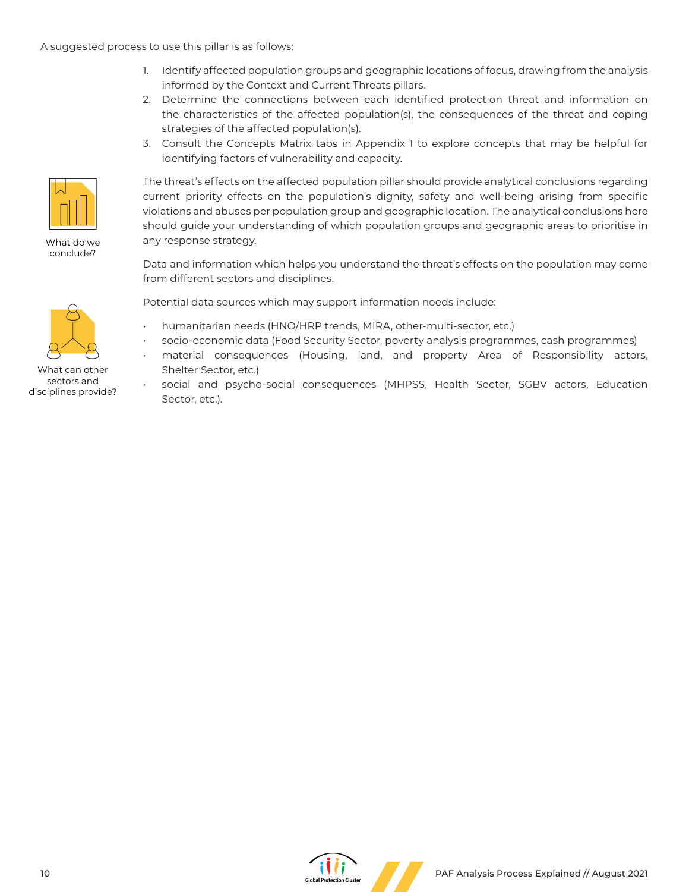A suggested process to use this pillar is as follows:

1. Identify affected population groups and geographic locations of focus, drawing from the analysis informed by the Context and Current Threats pillars.
2. Determine the connections between each identified protection threat and information on the characteristics of the affected population(s), the consequences of the threat and coping strategies of the affected population(s).
3. Consult the Concepts Matrix tabs in Appendix 1 to explore concepts that may be helpful for identifying factors of vulnerability and capacity.

What do we conclude?

The threat's effects on the affected population pillar should provide analytical conclusions regarding current priority effects on the population's dignity, safety and well-being arising from specific violations and abuses per population group and geographic location. The analytical conclusions here should guide your understanding of which population groups and geographic areas to prioritise in any response strategy.

Data and information which helps you understand the threat's effects on the population may come from different sectors and disciplines.

What can other sectors and disciplines provide?

Potential data sources which may support information needs include:

- humanitarian needs (HNO/HRP trends, MIRA, other-multi-sector, etc.)
- socio-economic data (Food Security Sector, poverty analysis programmes, cash programmes)
- material consequences (Housing, land, and property Area of Responsibility actors, Shelter Sector, etc.)
- social and psycho-social consequences (MHPSS, Health Sector, SGBV actors, Education Sector, etc.).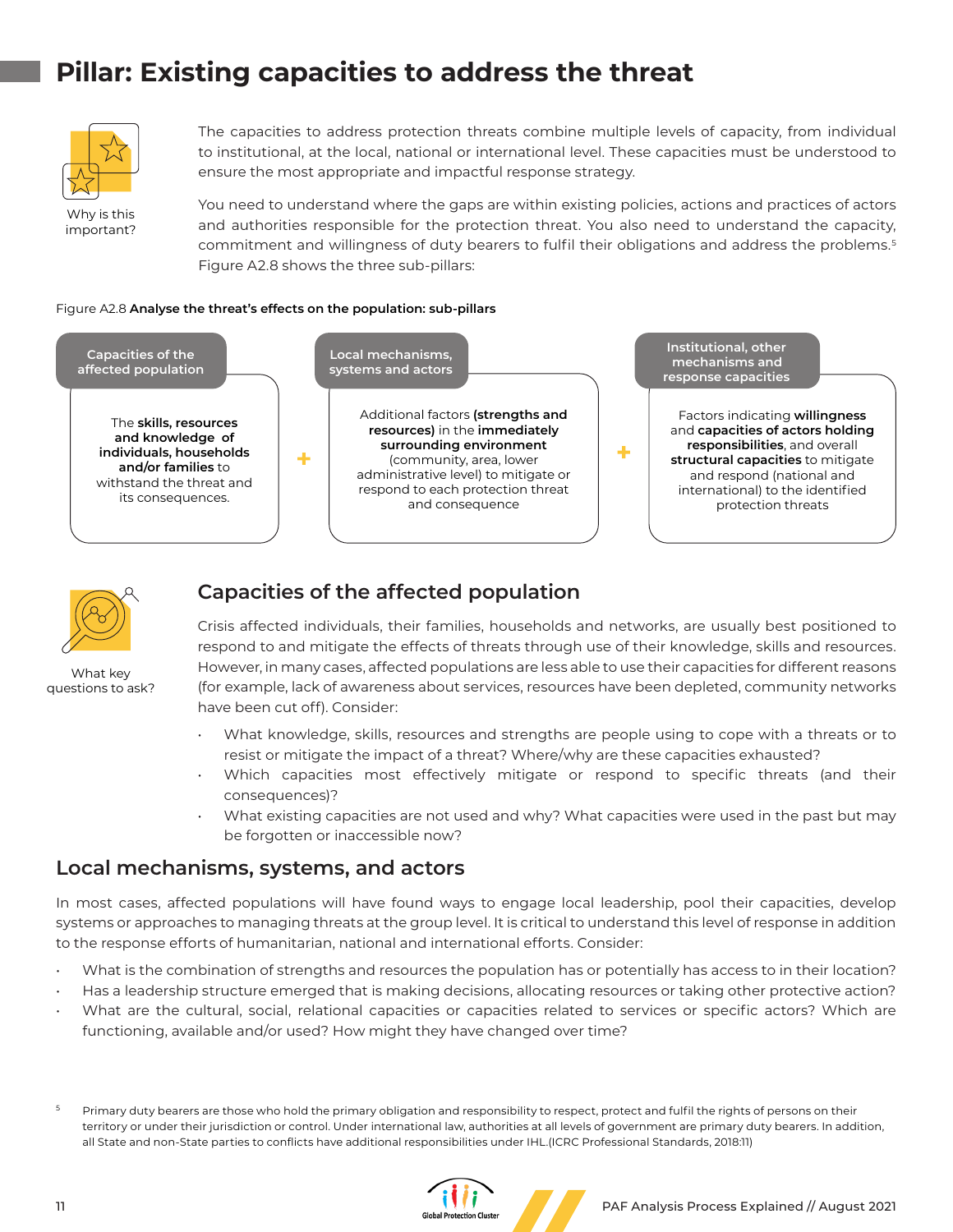# Pillar: Existing capacities to address the threat

Why is this important?

The capacities to address protection threats combine multiple levels of capacity, from individual to institutional, at the local, national or international level. These capacities must be understood to ensure the most appropriate and impactful response strategy.

You need to understand where the gaps are within existing policies, actions and practices of actors and authorities responsible for the protection threat. You also need to understand the capacity, commitment and willingness of duty bearers to fulfil their obligations and address the problems.[5] Figure A2.8 shows the three sub-pillars:

Figure A2.8 **Analyse the threat's effects on the population: sub-pillars**

| Capacities of the affected population | | Local mechanisms, systems and actors | | Institutional, other mechanisms and response capacities |
|---|---|---|---|---|
| The **skills, resources and knowledge of individuals, households and/or families** to withstand the threat and its consequences. | + | Additional factors **(strengths and resources)** in the **immediately surrounding environment** (community, area, lower administrative level) to mitigate or respond to each protection threat and consequence | + | Factors indicating **willingness** and **capacities of actors holding responsibilities**, and overall **structural capacities** to mitigate and respond (national and international) to the identified protection threats |

What key questions to ask?

## Capacities of the affected population

Crisis affected individuals, their families, households and networks, are usually best positioned to respond to and mitigate the effects of threats through use of their knowledge, skills and resources. However, in many cases, affected populations are less able to use their capacities for different reasons (for example, lack of awareness about services, resources have been depleted, community networks have been cut off). Consider:

- What knowledge, skills, resources and strengths are people using to cope with a threats or to resist or mitigate the impact of a threat? Where/why are these capacities exhausted?
- Which capacities most effectively mitigate or respond to specific threats (and their consequences)?
- What existing capacities are not used and why? What capacities were used in the past but may be forgotten or inaccessible now?

## Local mechanisms, systems, and actors

In most cases, affected populations will have found ways to engage local leadership, pool their capacities, develop systems or approaches to managing threats at the group level. It is critical to understand this level of response in addition to the response efforts of humanitarian, national and international efforts. Consider:

- What is the combination of strengths and resources the population has or potentially has access to in their location?
- Has a leadership structure emerged that is making decisions, allocating resources or taking other protective action?
- What are the cultural, social, relational capacities or capacities related to services or specific actors? Which are functioning, available and/or used? How might they have changed over time?

[5] Primary duty bearers are those who hold the primary obligation and responsibility to respect, protect and fulfil the rights of persons on their territory or under their jurisdiction or control. Under international law, authorities at all levels of government are primary duty bearers. In addition, all State and non-State parties to conflicts have additional responsibilities under IHL.(ICRC Professional Standards, 2018:11)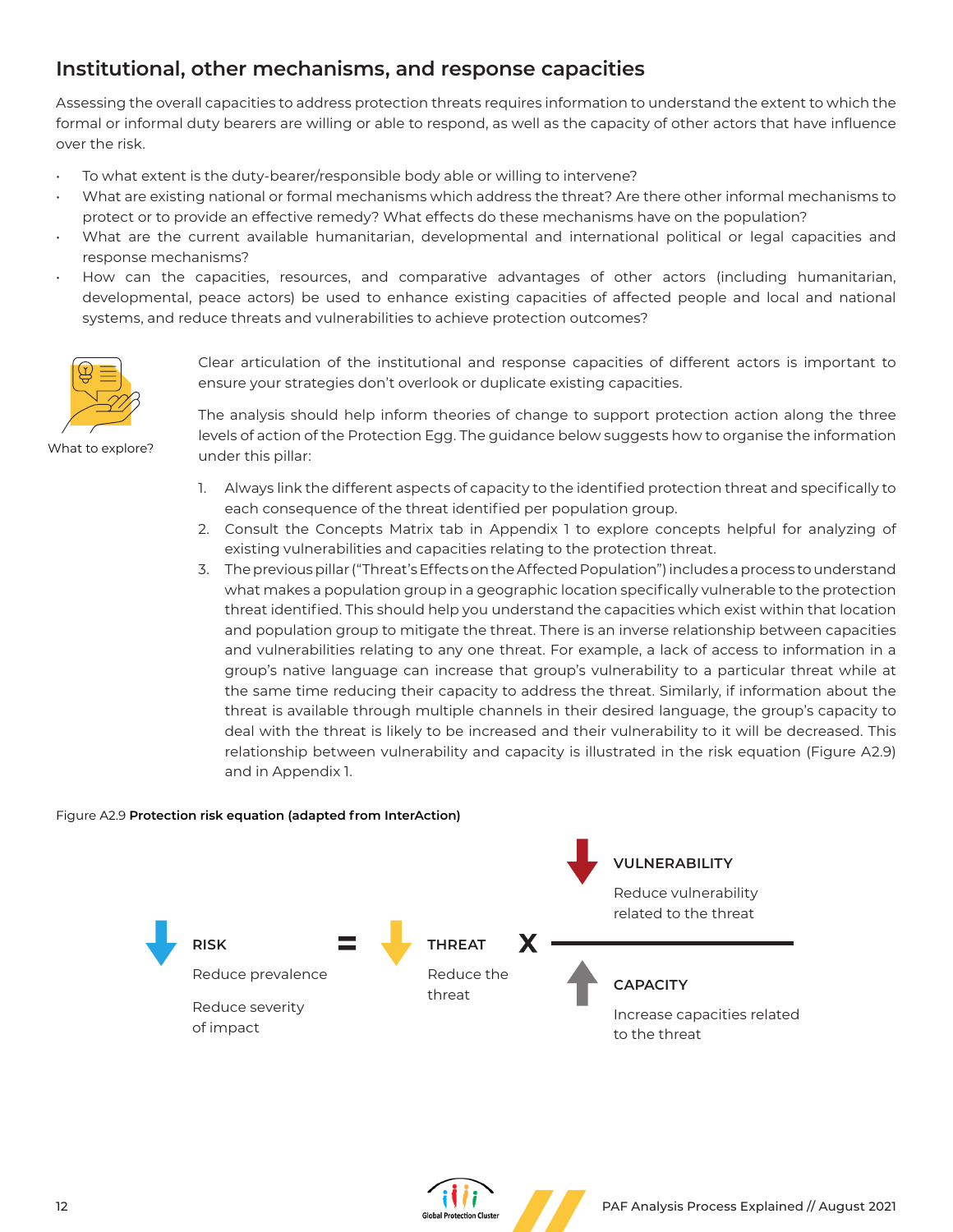## Institutional, other mechanisms, and response capacities

Assessing the overall capacities to address protection threats requires information to understand the extent to which the formal or informal duty bearers are willing or able to respond, as well as the capacity of other actors that have influence over the risk.

- To what extent is the duty-bearer/responsible body able or willing to intervene?
- What are existing national or formal mechanisms which address the threat? Are there other informal mechanisms to protect or to provide an effective remedy? What effects do these mechanisms have on the population?
- What are the current available humanitarian, developmental and international political or legal capacities and response mechanisms?
- How can the capacities, resources, and comparative advantages of other actors (including humanitarian, developmental, peace actors) be used to enhance existing capacities of affected people and local and national systems, and reduce threats and vulnerabilities to achieve protection outcomes?

What to explore?

Clear articulation of the institutional and response capacities of different actors is important to ensure your strategies don't overlook or duplicate existing capacities.

The analysis should help inform theories of change to support protection action along the three levels of action of the Protection Egg. The guidance below suggests how to organise the information under this pillar:

1. Always link the different aspects of capacity to the identified protection threat and specifically to each consequence of the threat identified per population group.
2. Consult the Concepts Matrix tab in Appendix 1 to explore concepts helpful for analyzing of existing vulnerabilities and capacities relating to the protection threat.
3. The previous pillar ("Threat's Effects on the Affected Population") includes a process to understand what makes a population group in a geographic location specifically vulnerable to the protection threat identified. This should help you understand the capacities which exist within that location and population group to mitigate the threat. There is an inverse relationship between capacities and vulnerabilities relating to any one threat. For example, a lack of access to information in a group's native language can increase that group's vulnerability to a particular threat while at the same time reducing their capacity to address the threat. Similarly, if information about the threat is available through multiple channels in their desired language, the group's capacity to deal with the threat is likely to be increased and their vulnerability to it will be decreased. This relationship between vulnerability and capacity is illustrated in the risk equation (Figure A2.9) and in Appendix 1.

Figure A2.9 **Protection risk equation (adapted from InterAction)**

$$\text{RISK} = \text{THREAT} \times \frac{\text{VULNERABILITY}}{\text{CAPACITY}}$$

- **RISK** (↓): Reduce prevalence; Reduce severity of impact
- **THREAT** (↓): Reduce the threat
- **VULNERABILITY** (↓): Reduce vulnerability related to the threat
- **CAPACITY** (↑): Increase capacities related to the threat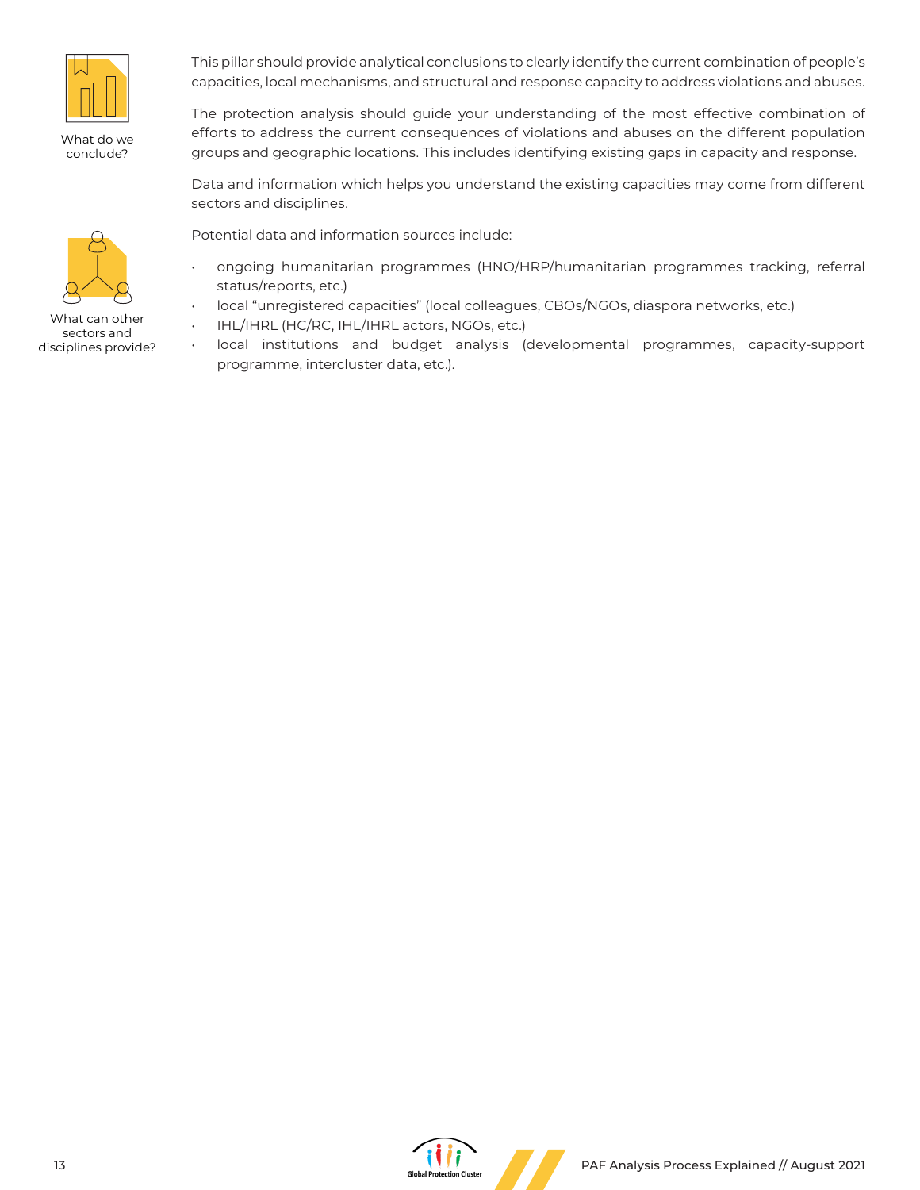What do we conclude?

This pillar should provide analytical conclusions to clearly identify the current combination of people's capacities, local mechanisms, and structural and response capacity to address violations and abuses.

The protection analysis should guide your understanding of the most effective combination of efforts to address the current consequences of violations and abuses on the different population groups and geographic locations. This includes identifying existing gaps in capacity and response.

Data and information which helps you understand the existing capacities may come from different sectors and disciplines.

What can other sectors and disciplines provide?

Potential data and information sources include:

- ongoing humanitarian programmes (HNO/HRP/humanitarian programmes tracking, referral status/reports, etc.)
- local "unregistered capacities" (local colleagues, CBOs/NGOs, diaspora networks, etc.)
- IHL/IHRL (HC/RC, IHL/IHRL actors, NGOs, etc.)
- local institutions and budget analysis (developmental programmes, capacity-support programme, intercluster data, etc.).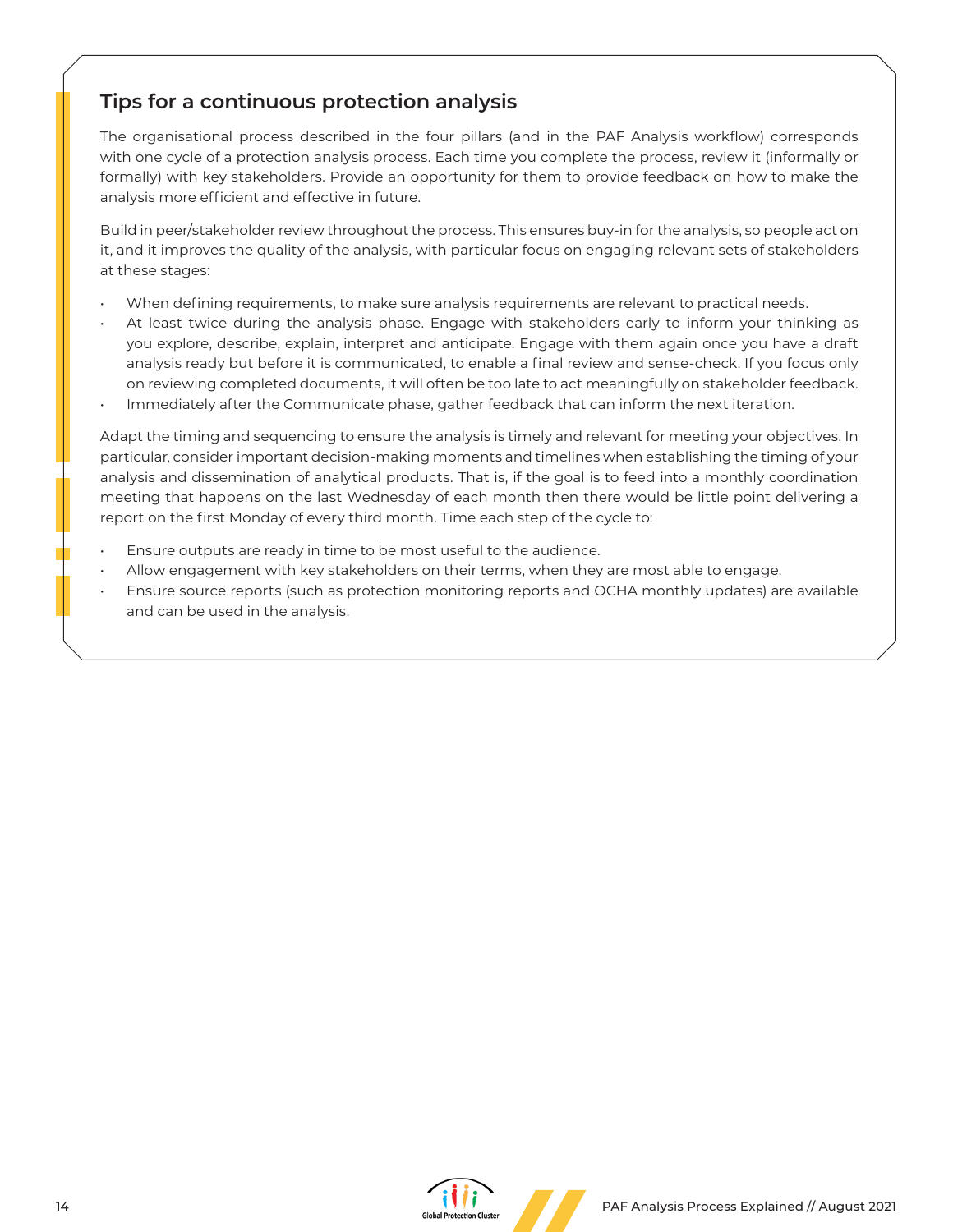## Tips for a continuous protection analysis

The organisational process described in the four pillars (and in the PAF Analysis workflow) corresponds with one cycle of a protection analysis process. Each time you complete the process, review it (informally or formally) with key stakeholders. Provide an opportunity for them to provide feedback on how to make the analysis more efficient and effective in future.

Build in peer/stakeholder review throughout the process. This ensures buy-in for the analysis, so people act on it, and it improves the quality of the analysis, with particular focus on engaging relevant sets of stakeholders at these stages:

- When defining requirements, to make sure analysis requirements are relevant to practical needs.
- At least twice during the analysis phase. Engage with stakeholders early to inform your thinking as you explore, describe, explain, interpret and anticipate. Engage with them again once you have a draft analysis ready but before it is communicated, to enable a final review and sense-check. If you focus only on reviewing completed documents, it will often be too late to act meaningfully on stakeholder feedback.
- Immediately after the Communicate phase, gather feedback that can inform the next iteration.

Adapt the timing and sequencing to ensure the analysis is timely and relevant for meeting your objectives. In particular, consider important decision-making moments and timelines when establishing the timing of your analysis and dissemination of analytical products. That is, if the goal is to feed into a monthly coordination meeting that happens on the last Wednesday of each month then there would be little point delivering a report on the first Monday of every third month. Time each step of the cycle to:

- Ensure outputs are ready in time to be most useful to the audience.
- Allow engagement with key stakeholders on their terms, when they are most able to engage.
- Ensure source reports (such as protection monitoring reports and OCHA monthly updates) are available and can be used in the analysis.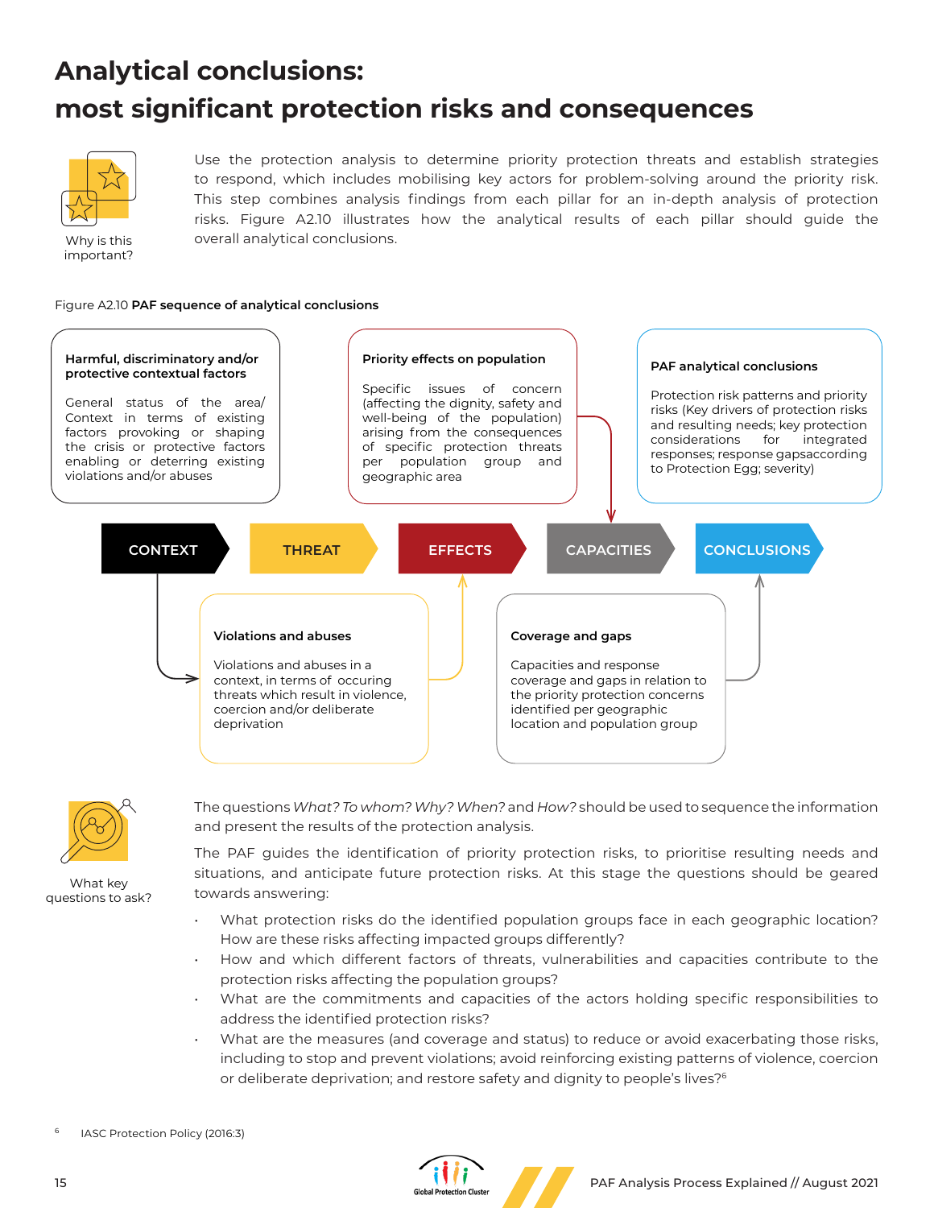# Analytical conclusions: most significant protection risks and consequences

Why is this important?

Use the protection analysis to determine priority protection threats and establish strategies to respond, which includes mobilising key actors for problem-solving around the priority risk. This step combines analysis findings from each pillar for an in-depth analysis of protection risks. Figure A2.10 illustrates how the analytical results of each pillar should guide the overall analytical conclusions.

Figure A2.10 **PAF sequence of analytical conclusions**

**Harmful, discriminatory and/or protective contextual factors**

General status of the area/ Context in terms of existing factors provoking or shaping the crisis or protective factors enabling or deterring existing violations and/or abuses

**Priority effects on population**

Specific issues of concern (affecting the dignity, safety and well-being of the population) arising from the consequences of specific protection threats per population group and geographic area

**PAF analytical conclusions**

Protection risk patterns and priority risks (Key drivers of protection risks and resulting needs; key protection considerations for integrated responses; response gapsaccording to Protection Egg; severity)

CONTEXT → THREAT → EFFECTS → CAPACITIES → CONCLUSIONS

**Violations and abuses**

Violations and abuses in a context, in terms of occuring threats which result in violence, coercion and/or deliberate deprivation

**Coverage and gaps**

Capacities and response coverage and gaps in relation to the priority protection concerns identified per geographic location and population group

What key questions to ask?

The questions *What? To whom? Why? When?* and *How?* should be used to sequence the information and present the results of the protection analysis.

The PAF guides the identification of priority protection risks, to prioritise resulting needs and situations, and anticipate future protection risks. At this stage the questions should be geared towards answering:

- What protection risks do the identified population groups face in each geographic location? How are these risks affecting impacted groups differently?
- How and which different factors of threats, vulnerabilities and capacities contribute to the protection risks affecting the population groups?
- What are the commitments and capacities of the actors holding specific responsibilities to address the identified protection risks?
- What are the measures (and coverage and status) to reduce or avoid exacerbating those risks, including to stop and prevent violations; avoid reinforcing existing patterns of violence, coercion or deliberate deprivation; and restore safety and dignity to people's lives?[6]

[6] IASC Protection Policy (2016:3)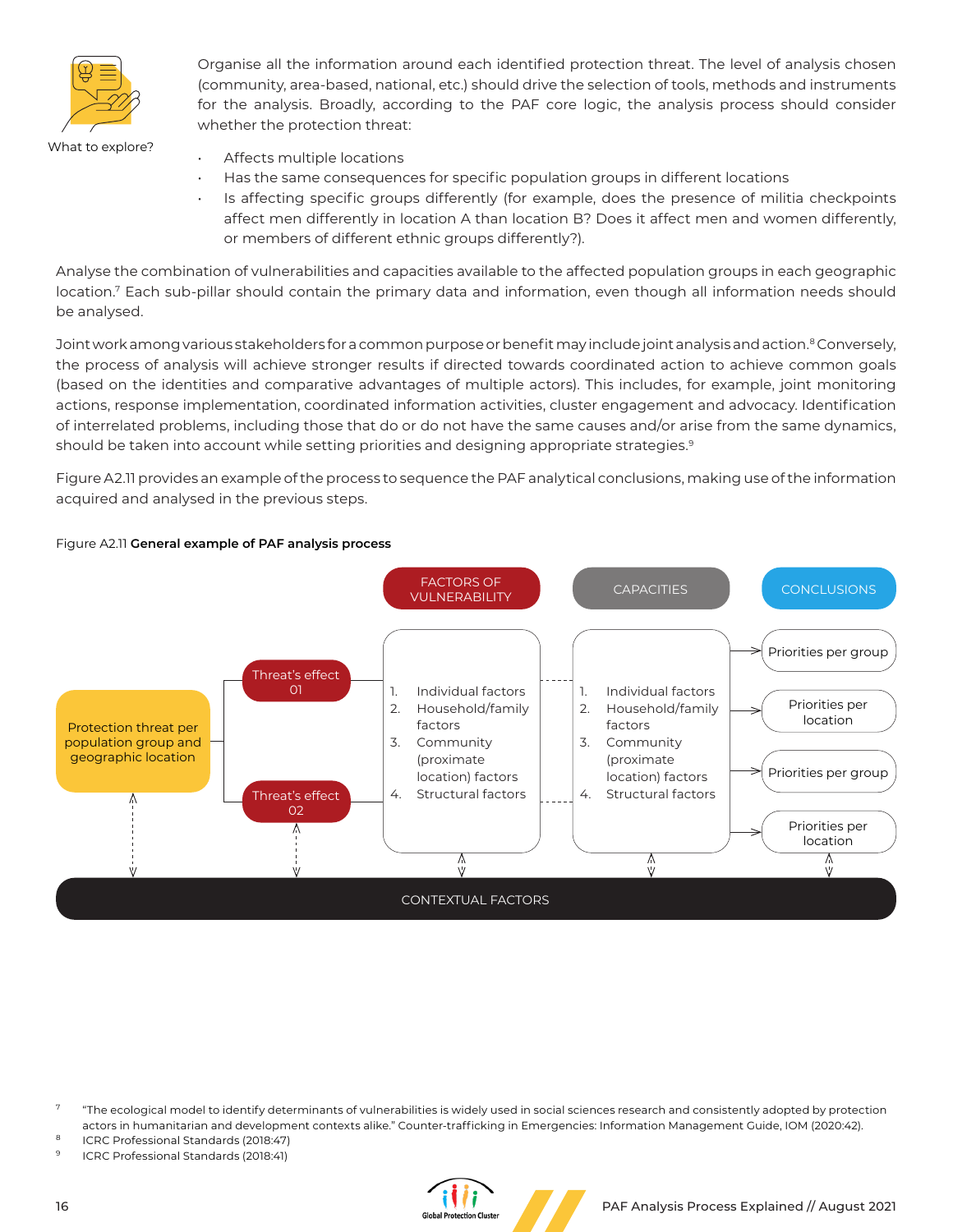What to explore?

Organise all the information around each identified protection threat. The level of analysis chosen (community, area-based, national, etc.) should drive the selection of tools, methods and instruments for the analysis. Broadly, according to the PAF core logic, the analysis process should consider whether the protection threat:

- Affects multiple locations
- Has the same consequences for specific population groups in different locations
- Is affecting specific groups differently (for example, does the presence of militia checkpoints affect men differently in location A than location B? Does it affect men and women differently, or members of different ethnic groups differently?).

Analyse the combination of vulnerabilities and capacities available to the affected population groups in each geographic location.[7] Each sub-pillar should contain the primary data and information, even though all information needs should be analysed.

Joint work among various stakeholders for a common purpose or benefit may include joint analysis and action.[8] Conversely, the process of analysis will achieve stronger results if directed towards coordinated action to achieve common goals (based on the identities and comparative advantages of multiple actors). This includes, for example, joint monitoring actions, response implementation, coordinated information activities, cluster engagement and advocacy. Identification of interrelated problems, including those that do or do not have the same causes and/or arise from the same dynamics, should be taken into account while setting priorities and designing appropriate strategies.[9]

Figure A2.11 provides an example of the process to sequence the PAF analytical conclusions, making use of the information acquired and analysed in the previous steps.

Figure A2.11 **General example of PAF analysis process**

FACTORS OF VULNERABILITY
CAPACITIES
CONCLUSIONS

Protection threat per population group and geographic location

Threat's effect 01
Threat's effect 02

1. Individual factors
2. Household/family factors
3. Community (proximate location) factors
4. Structural factors

1. Individual factors
2. Household/family factors
3. Community (proximate location) factors
4. Structural factors

Priorities per group
Priorities per location
Priorities per group
Priorities per location

CONTEXTUAL FACTORS

[7] "The ecological model to identify determinants of vulnerabilities is widely used in social sciences research and consistently adopted by protection actors in humanitarian and development contexts alike." Counter-trafficking in Emergencies: Information Management Guide, IOM (2020:42).

[8] ICRC Professional Standards (2018:47)

[9] ICRC Professional Standards (2018:41)